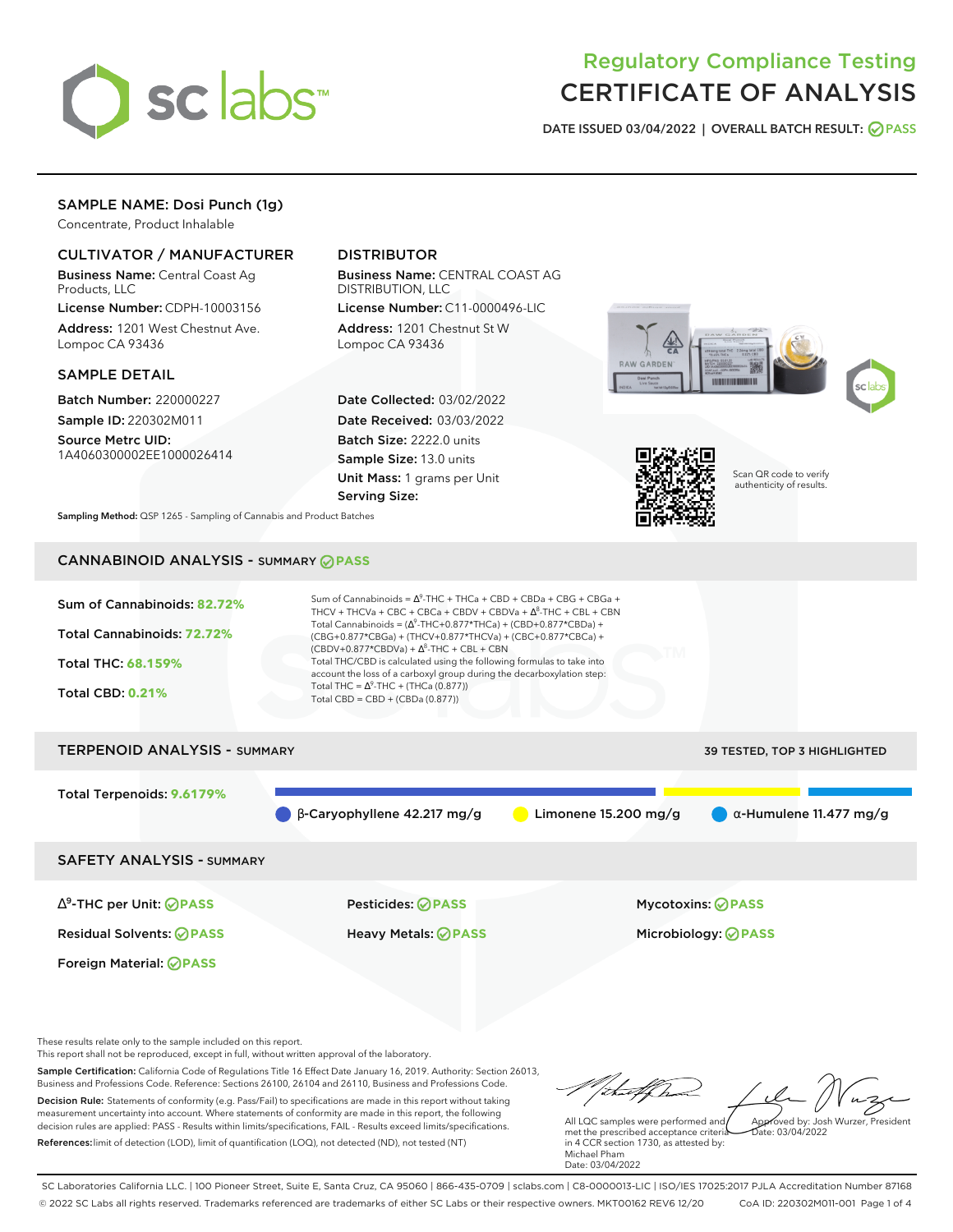# Regulatory Compliance Testing
# CERTIFICATE OF ANALYSIS

**DATE ISSUED 03/04/2022 | OVERALL BATCH RESULT: PASS**

## SAMPLE NAME: Dosi Punch (1g)

Concentrate, Product Inhalable

### CULTIVATOR / MANUFACTURER

**Business Name:** Central Coast Ag Products, LLC

**License Number:** CDPH-10003156

**Address:** 1201 West Chestnut Ave. Lompoc CA 93436

### DISTRIBUTOR

**Business Name:** CENTRAL COAST AG DISTRIBUTION, LLC

**License Number:** C11-0000496-LIC

**Address:** 1201 Chestnut St W Lompoc CA 93436

### SAMPLE DETAIL

**Batch Number:** 220000227

**Sample ID:** 220302M011

**Source Metrc UID:** 1A4060300002EE1000026414

**Date Collected:** 03/02/2022

**Date Received:** 03/03/2022

**Batch Size:** 2222.0 units

**Sample Size:** 13.0 units

**Unit Mass:** 1 grams per Unit

**Serving Size:**

Scan QR code to verify authenticity of results.

**Sampling Method:** QSP 1265 - Sampling of Cannabis and Product Batches

## CANNABINOID ANALYSIS - SUMMARY PASS

Sum of Cannabinoids: **82.72%**

Total Cannabinoids: **72.72%**

Total THC: **68.159%**

Total CBD: **0.21%**

Sum of Cannabinoids = $\Delta^9$-THC + THCa + CBD + CBDa + CBG + CBGa + THCV + THCVa + CBC + CBCa + CBDV + CBDVa + $\Delta^8$-THC + CBL + CBN

Total Cannabinoids = ($\Delta^9$-THC+0.877\*THCa) + (CBD+0.877\*CBDa) + (CBG+0.877\*CBGa) + (THCV+0.877\*THCVa) + (CBC+0.877\*CBCa) + (CBDV+0.877\*CBDVa) + $\Delta^8$-THC + CBL + CBN

Total THC/CBD is calculated using the following formulas to take into account the loss of a carboxyl group during the decarboxylation step:

Total THC = $\Delta^9$-THC + (THCa (0.877))

Total CBD = CBD + (CBDa (0.877))

## TERPENOID ANALYSIS - SUMMARY

39 TESTED, TOP 3 HIGHLIGHTED

Total Terpenoids: **9.6179%**

- β-Caryophyllene 42.217 mg/g
- Limonene 15.200 mg/g
- α-Humulene 11.477 mg/g

## SAFETY ANALYSIS - SUMMARY

| | | |
|---|---|---|
| $\Delta^9$-THC per Unit: PASS | Pesticides: PASS | Mycotoxins: PASS |
| Residual Solvents: PASS | Heavy Metals: PASS | Microbiology: PASS |
| Foreign Material: PASS | | |

These results relate only to the sample included on this report.
This report shall not be reproduced, except in full, without written approval of the laboratory.

**Sample Certification:** California Code of Regulations Title 16 Effect Date January 16, 2019. Authority: Section 26013, Business and Professions Code. Reference: Sections 26100, 26104 and 26110, Business and Professions Code.

**Decision Rule:** Statements of conformity (e.g. Pass/Fail) to specifications are made in this report without taking measurement uncertainty into account. Where statements of conformity are made in this report, the following decision rules are applied: PASS - Results within limits/specifications, FAIL - Results exceed limits/specifications.

**References:** limit of detection (LOD), limit of quantification (LOQ), not detected (ND), not tested (NT)

All LQC samples were performed and met the prescribed acceptance criteria in 4 CCR section 1730, as attested by: Michael Pham
Date: 03/04/2022

Approved by: Josh Wurzer, President
Date: 03/04/2022

SC Laboratories California LLC. | 100 Pioneer Street, Suite E, Santa Cruz, CA 95060 | 866-435-0709 | sclabs.com | C8-0000013-LIC | ISO/IES 17025:2017 PJLA Accreditation Number 87168
© 2022 SC Labs all rights reserved. Trademarks referenced are trademarks of either SC Labs or their respective owners. MKT00162 REV6 12/20 CoA ID: 220302M011-001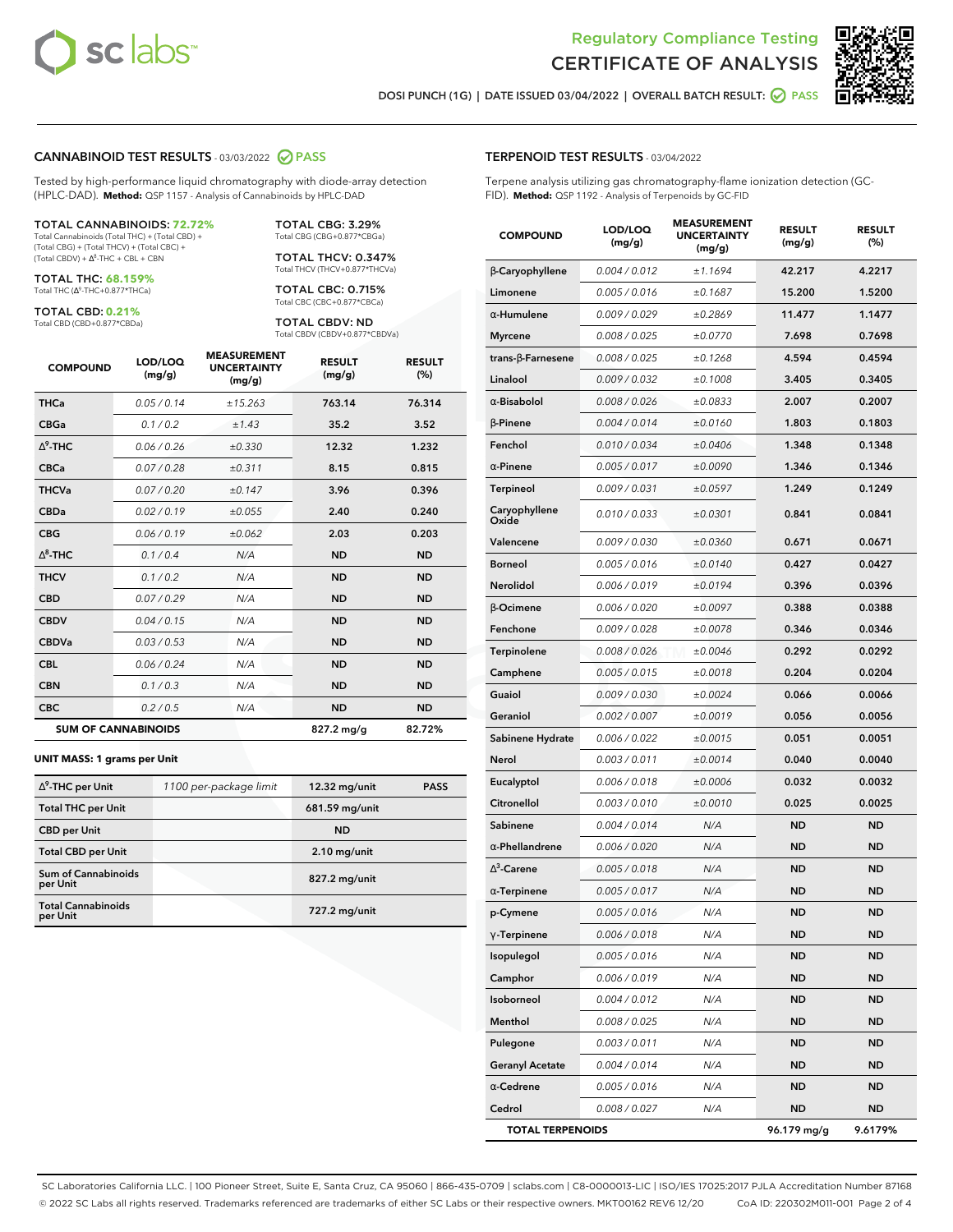Regulatory Compliance Testing
# CERTIFICATE OF ANALYSIS

DOSI PUNCH (1G) | DATE ISSUED 03/04/2022 | OVERALL BATCH RESULT: PASS

## CANNABINOID TEST RESULTS - 03/03/2022 PASS

Tested by high-performance liquid chromatography with diode-array detection (HPLC-DAD). **Method:** QSP 1157 - Analysis of Cannabinoids by HPLC-DAD

**TOTAL CANNABINOIDS: 72.72%**
Total Cannabinoids (Total THC) + (Total CBD) + (Total CBG) + (Total THCV) + (Total CBC) + (Total CBDV) + $\Delta^8$-THC + CBL + CBN

**TOTAL THC: 68.159%**
Total THC ($\Delta^9$-THC+0.877*THCa)

**TOTAL CBD: 0.21%**
Total CBD (CBD+0.877*CBDa)

**TOTAL CBG: 3.29%**
Total CBG (CBG+0.877*CBGa)

**TOTAL THCV: 0.347%**
Total THCV (THCV+0.877*THCVa)

**TOTAL CBC: 0.715%**
Total CBC (CBC+0.877*CBCa)

**TOTAL CBDV: ND**
Total CBDV (CBDV+0.877*CBDVa)

| COMPOUND | LOD/LOQ (mg/g) | MEASUREMENT UNCERTAINTY (mg/g) | RESULT (mg/g) | RESULT (%) |
|---|---|---|---|---|
| THCa | 0.05 / 0.14 | ±15.263 | 763.14 | 76.314 |
| CBGa | 0.1 / 0.2 | ±1.43 | 35.2 | 3.52 |
| $\Delta^9$-THC | 0.06 / 0.26 | ±0.330 | 12.32 | 1.232 |
| CBCa | 0.07 / 0.28 | ±0.311 | 8.15 | 0.815 |
| THCVa | 0.07 / 0.20 | ±0.147 | 3.96 | 0.396 |
| CBDa | 0.02 / 0.19 | ±0.055 | 2.40 | 0.240 |
| CBG | 0.06 / 0.19 | ±0.062 | 2.03 | 0.203 |
| $\Delta^8$-THC | 0.1 / 0.4 | N/A | ND | ND |
| THCV | 0.1 / 0.2 | N/A | ND | ND |
| CBD | 0.07 / 0.29 | N/A | ND | ND |
| CBDV | 0.04 / 0.15 | N/A | ND | ND |
| CBDVa | 0.03 / 0.53 | N/A | ND | ND |
| CBL | 0.06 / 0.24 | N/A | ND | ND |
| CBN | 0.1 / 0.3 | N/A | ND | ND |
| CBC | 0.2 / 0.5 | N/A | ND | ND |
| **SUM OF CANNABINOIDS** | | | 827.2 mg/g | 82.72% |

**UNIT MASS: 1 grams per Unit**

| | | | |
|---|---|---|---|
| $\Delta^9$-THC per Unit | 1100 per-package limit | 12.32 mg/unit | PASS |
| Total THC per Unit | | 681.59 mg/unit | |
| CBD per Unit | | ND | |
| Total CBD per Unit | | 2.10 mg/unit | |
| Sum of Cannabinoids per Unit | | 827.2 mg/unit | |
| Total Cannabinoids per Unit | | 727.2 mg/unit | |

## TERPENOID TEST RESULTS - 03/04/2022

Terpene analysis utilizing gas chromatography-flame ionization detection (GC-FID). **Method:** QSP 1192 - Analysis of Terpenoids by GC-FID

| COMPOUND | LOD/LOQ (mg/g) | MEASUREMENT UNCERTAINTY (mg/g) | RESULT (mg/g) | RESULT (%) |
|---|---|---|---|---|
| β-Caryophyllene | 0.004 / 0.012 | ±1.1694 | 42.217 | 4.2217 |
| Limonene | 0.005 / 0.016 | ±0.1687 | 15.200 | 1.5200 |
| α-Humulene | 0.009 / 0.029 | ±0.2869 | 11.477 | 1.1477 |
| Myrcene | 0.008 / 0.025 | ±0.0770 | 7.698 | 0.7698 |
| trans-β-Farnesene | 0.008 / 0.025 | ±0.1268 | 4.594 | 0.4594 |
| Linalool | 0.009 / 0.032 | ±0.1008 | 3.405 | 0.3405 |
| α-Bisabolol | 0.008 / 0.026 | ±0.0833 | 2.007 | 0.2007 |
| β-Pinene | 0.004 / 0.014 | ±0.0160 | 1.803 | 0.1803 |
| Fenchol | 0.010 / 0.034 | ±0.0406 | 1.348 | 0.1348 |
| α-Pinene | 0.005 / 0.017 | ±0.0090 | 1.346 | 0.1346 |
| Terpineol | 0.009 / 0.031 | ±0.0597 | 1.249 | 0.1249 |
| Caryophyllene Oxide | 0.010 / 0.033 | ±0.0301 | 0.841 | 0.0841 |
| Valencene | 0.009 / 0.030 | ±0.0360 | 0.671 | 0.0671 |
| Borneol | 0.005 / 0.016 | ±0.0140 | 0.427 | 0.0427 |
| Nerolidol | 0.006 / 0.019 | ±0.0194 | 0.396 | 0.0396 |
| β-Ocimene | 0.006 / 0.020 | ±0.0097 | 0.388 | 0.0388 |
| Fenchone | 0.009 / 0.028 | ±0.0078 | 0.346 | 0.0346 |
| Terpinolene | 0.008 / 0.026 | ±0.0046 | 0.292 | 0.0292 |
| Camphene | 0.005 / 0.015 | ±0.0018 | 0.204 | 0.0204 |
| Guaiol | 0.009 / 0.030 | ±0.0024 | 0.066 | 0.0066 |
| Geraniol | 0.002 / 0.007 | ±0.0019 | 0.056 | 0.0056 |
| Sabinene Hydrate | 0.006 / 0.022 | ±0.0015 | 0.051 | 0.0051 |
| Nerol | 0.003 / 0.011 | ±0.0014 | 0.040 | 0.0040 |
| Eucalyptol | 0.006 / 0.018 | ±0.0006 | 0.032 | 0.0032 |
| Citronellol | 0.003 / 0.010 | ±0.0010 | 0.025 | 0.0025 |
| Sabinene | 0.004 / 0.014 | N/A | ND | ND |
| α-Phellandrene | 0.006 / 0.020 | N/A | ND | ND |
| $\Delta^3$-Carene | 0.005 / 0.018 | N/A | ND | ND |
| α-Terpinene | 0.005 / 0.017 | N/A | ND | ND |
| p-Cymene | 0.005 / 0.016 | N/A | ND | ND |
| γ-Terpinene | 0.006 / 0.018 | N/A | ND | ND |
| Isopulegol | 0.005 / 0.016 | N/A | ND | ND |
| Camphor | 0.006 / 0.019 | N/A | ND | ND |
| Isoborneol | 0.004 / 0.012 | N/A | ND | ND |
| Menthol | 0.008 / 0.025 | N/A | ND | ND |
| Pulegone | 0.003 / 0.011 | N/A | ND | ND |
| Geranyl Acetate | 0.004 / 0.014 | N/A | ND | ND |
| α-Cedrene | 0.005 / 0.016 | N/A | ND | ND |
| Cedrol | 0.008 / 0.027 | N/A | ND | ND |
| **TOTAL TERPENOIDS** | | | 96.179 mg/g | 9.6179% |

SC Laboratories California LLC. | 100 Pioneer Street, Suite E, Santa Cruz, CA 95060 | 866-435-0709 | sclabs.com | C8-0000013-LIC | ISO/IES 17025:2017 PJLA Accreditation Number 87168
© 2022 SC Labs all rights reserved. Trademarks referenced are trademarks of either SC Labs or their respective owners. MKT00162 REV6 12/20 CoA ID: 220302M011-001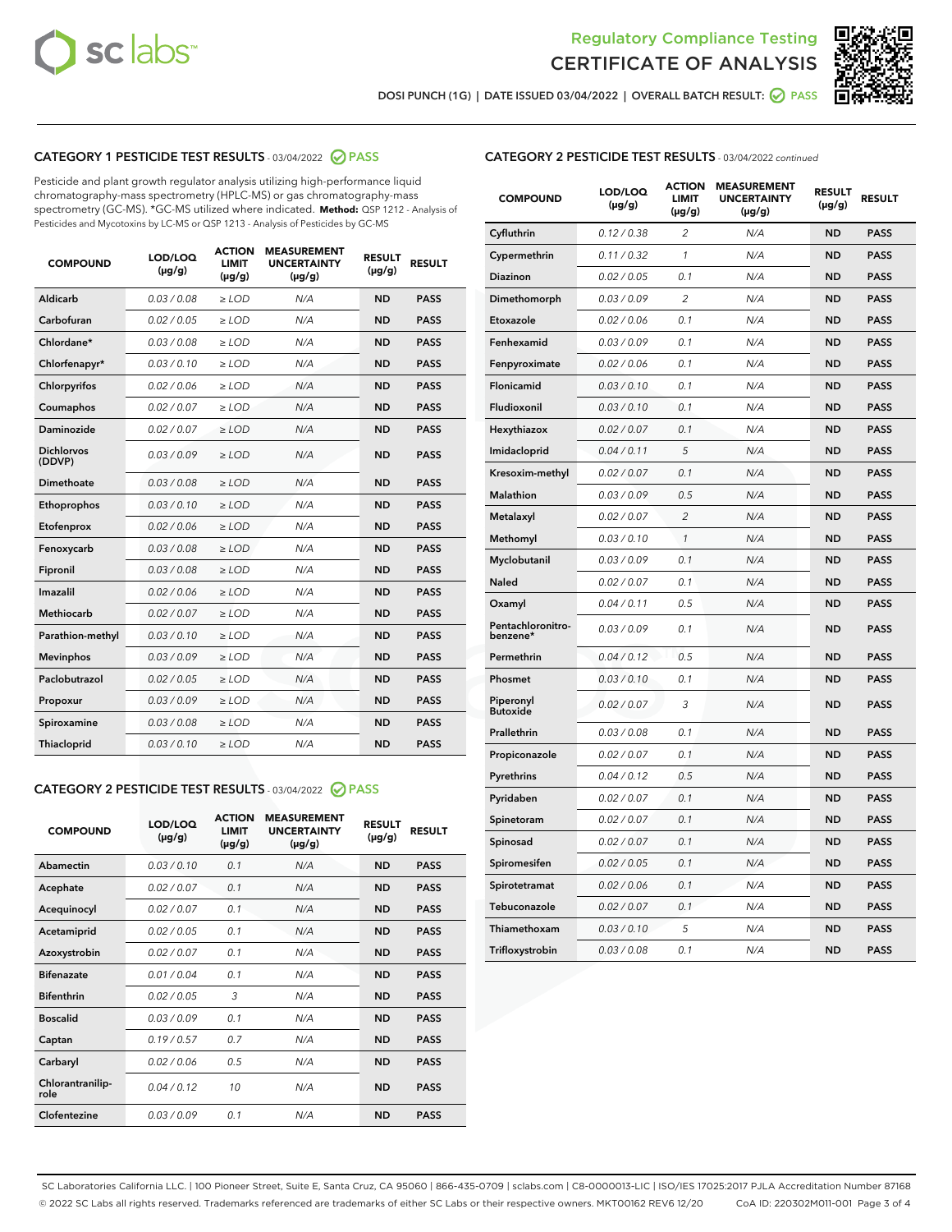Regulatory Compliance Testing
CERTIFICATE OF ANALYSIS

DOSI PUNCH (1G) | DATE ISSUED 03/04/2022 | OVERALL BATCH RESULT: PASS

## CATEGORY 1 PESTICIDE TEST RESULTS - 03/04/2022 PASS

Pesticide and plant growth regulator analysis utilizing high-performance liquid chromatography-mass spectrometry (HPLC-MS) or gas chromatography-mass spectrometry (GC-MS). *GC-MS utilized where indicated. **Method:** QSP 1212 - Analysis of Pesticides and Mycotoxins by LC-MS or QSP 1213 - Analysis of Pesticides by GC-MS

| COMPOUND | LOD/LOQ (µg/g) | ACTION LIMIT (µg/g) | MEASUREMENT UNCERTAINTY (µg/g) | RESULT (µg/g) | RESULT |
|---|---|---|---|---|---|
| Aldicarb | 0.03 / 0.08 | ≥ LOD | N/A | ND | PASS |
| Carbofuran | 0.02 / 0.05 | ≥ LOD | N/A | ND | PASS |
| Chlordane* | 0.03 / 0.08 | ≥ LOD | N/A | ND | PASS |
| Chlorfenapyr* | 0.03 / 0.10 | ≥ LOD | N/A | ND | PASS |
| Chlorpyrifos | 0.02 / 0.06 | ≥ LOD | N/A | ND | PASS |
| Coumaphos | 0.02 / 0.07 | ≥ LOD | N/A | ND | PASS |
| Daminozide | 0.02 / 0.07 | ≥ LOD | N/A | ND | PASS |
| Dichlorvos (DDVP) | 0.03 / 0.09 | ≥ LOD | N/A | ND | PASS |
| Dimethoate | 0.03 / 0.08 | ≥ LOD | N/A | ND | PASS |
| Ethoprophos | 0.03 / 0.10 | ≥ LOD | N/A | ND | PASS |
| Etofenprox | 0.02 / 0.06 | ≥ LOD | N/A | ND | PASS |
| Fenoxycarb | 0.03 / 0.08 | ≥ LOD | N/A | ND | PASS |
| Fipronil | 0.03 / 0.08 | ≥ LOD | N/A | ND | PASS |
| Imazalil | 0.02 / 0.06 | ≥ LOD | N/A | ND | PASS |
| Methiocarb | 0.02 / 0.07 | ≥ LOD | N/A | ND | PASS |
| Parathion-methyl | 0.03 / 0.10 | ≥ LOD | N/A | ND | PASS |
| Mevinphos | 0.03 / 0.09 | ≥ LOD | N/A | ND | PASS |
| Paclobutrazol | 0.02 / 0.05 | ≥ LOD | N/A | ND | PASS |
| Propoxur | 0.03 / 0.09 | ≥ LOD | N/A | ND | PASS |
| Spiroxamine | 0.03 / 0.08 | ≥ LOD | N/A | ND | PASS |
| Thiacloprid | 0.03 / 0.10 | ≥ LOD | N/A | ND | PASS |

## CATEGORY 2 PESTICIDE TEST RESULTS - 03/04/2022 PASS

| COMPOUND | LOD/LOQ (µg/g) | ACTION LIMIT (µg/g) | MEASUREMENT UNCERTAINTY (µg/g) | RESULT (µg/g) | RESULT |
|---|---|---|---|---|---|
| Abamectin | 0.03 / 0.10 | 0.1 | N/A | ND | PASS |
| Acephate | 0.02 / 0.07 | 0.1 | N/A | ND | PASS |
| Acequinocyl | 0.02 / 0.07 | 0.1 | N/A | ND | PASS |
| Acetamiprid | 0.02 / 0.05 | 0.1 | N/A | ND | PASS |
| Azoxystrobin | 0.02 / 0.07 | 0.1 | N/A | ND | PASS |
| Bifenazate | 0.01 / 0.04 | 0.1 | N/A | ND | PASS |
| Bifenthrin | 0.02 / 0.05 | 3 | N/A | ND | PASS |
| Boscalid | 0.03 / 0.09 | 0.1 | N/A | ND | PASS |
| Captan | 0.19 / 0.57 | 0.7 | N/A | ND | PASS |
| Carbaryl | 0.02 / 0.06 | 0.5 | N/A | ND | PASS |
| Chlorantraniliprole | 0.04 / 0.12 | 10 | N/A | ND | PASS |
| Clofentezine | 0.03 / 0.09 | 0.1 | N/A | ND | PASS |
| Cyfluthrin | 0.12 / 0.38 | 2 | N/A | ND | PASS |
| Cypermethrin | 0.11 / 0.32 | 1 | N/A | ND | PASS |
| Diazinon | 0.02 / 0.05 | 0.1 | N/A | ND | PASS |
| Dimethomorph | 0.03 / 0.09 | 2 | N/A | ND | PASS |
| Etoxazole | 0.02 / 0.06 | 0.1 | N/A | ND | PASS |
| Fenhexamid | 0.03 / 0.09 | 0.1 | N/A | ND | PASS |
| Fenpyroximate | 0.02 / 0.06 | 0.1 | N/A | ND | PASS |
| Flonicamid | 0.03 / 0.10 | 0.1 | N/A | ND | PASS |
| Fludioxonil | 0.03 / 0.10 | 0.1 | N/A | ND | PASS |
| Hexythiazox | 0.02 / 0.07 | 0.1 | N/A | ND | PASS |
| Imidacloprid | 0.04 / 0.11 | 5 | N/A | ND | PASS |
| Kresoxim-methyl | 0.02 / 0.07 | 0.1 | N/A | ND | PASS |
| Malathion | 0.03 / 0.09 | 0.5 | N/A | ND | PASS |
| Metalaxyl | 0.02 / 0.07 | 2 | N/A | ND | PASS |
| Methomyl | 0.03 / 0.10 | 1 | N/A | ND | PASS |
| Myclobutanil | 0.03 / 0.09 | 0.1 | N/A | ND | PASS |
| Naled | 0.02 / 0.07 | 0.1 | N/A | ND | PASS |
| Oxamyl | 0.04 / 0.11 | 0.5 | N/A | ND | PASS |
| Pentachloronitrobenzene* | 0.03 / 0.09 | 0.1 | N/A | ND | PASS |
| Permethrin | 0.04 / 0.12 | 0.5 | N/A | ND | PASS |
| Phosmet | 0.03 / 0.10 | 0.1 | N/A | ND | PASS |
| Piperonyl Butoxide | 0.02 / 0.07 | 3 | N/A | ND | PASS |
| Prallethrin | 0.03 / 0.08 | 0.1 | N/A | ND | PASS |
| Propiconazole | 0.02 / 0.07 | 0.1 | N/A | ND | PASS |
| Pyrethrins | 0.04 / 0.12 | 0.5 | N/A | ND | PASS |
| Pyridaben | 0.02 / 0.07 | 0.1 | N/A | ND | PASS |
| Spinetoram | 0.02 / 0.07 | 0.1 | N/A | ND | PASS |
| Spinosad | 0.02 / 0.07 | 0.1 | N/A | ND | PASS |
| Spiromesifen | 0.02 / 0.05 | 0.1 | N/A | ND | PASS |
| Spirotetramat | 0.02 / 0.06 | 0.1 | N/A | ND | PASS |
| Tebuconazole | 0.02 / 0.07 | 0.1 | N/A | ND | PASS |
| Thiamethoxam | 0.03 / 0.10 | 5 | N/A | ND | PASS |
| Trifloxystrobin | 0.03 / 0.08 | 0.1 | N/A | ND | PASS |

SC Laboratories California LLC. | 100 Pioneer Street, Suite E, Santa Cruz, CA 95060 | 866-435-0709 | sclabs.com | C8-0000013-LIC | ISO/IES 17025:2017 PJLA Accreditation Number 87168
© 2022 SC Labs all rights reserved. Trademarks referenced are trademarks of either SC Labs or their respective owners. MKT00162 REV6 12/20 CoA ID: 220302M011-001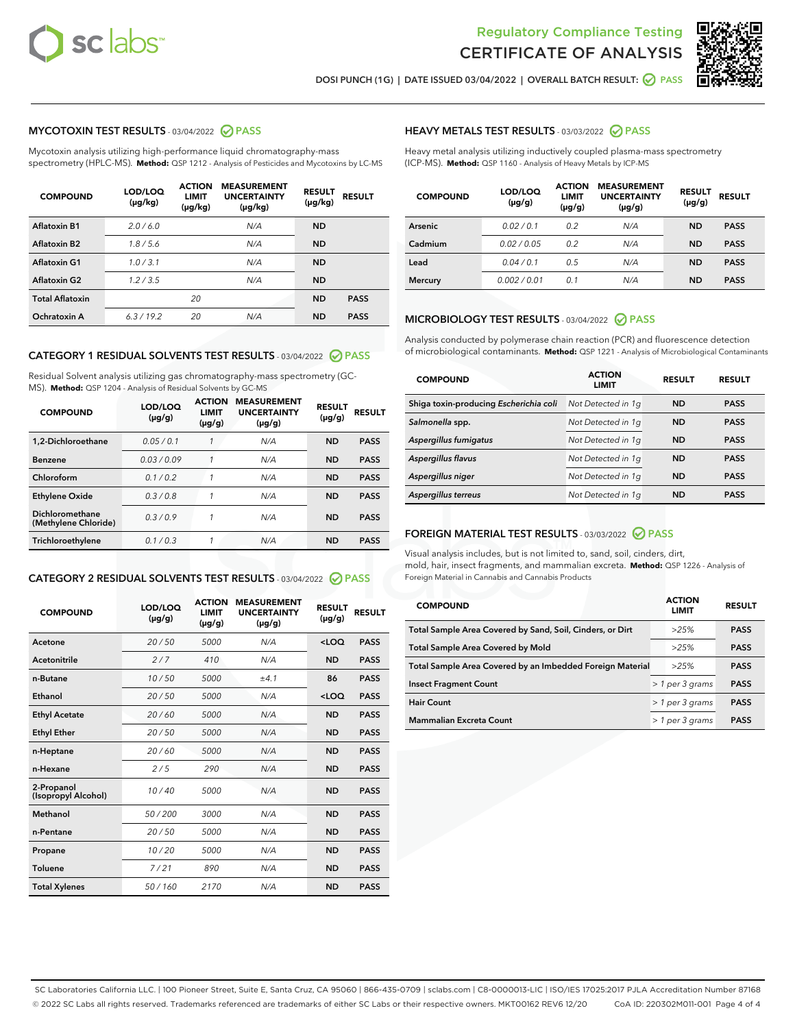Regulatory Compliance Testing
# CERTIFICATE OF ANALYSIS

DOSI PUNCH (1G) | DATE ISSUED 03/04/2022 | OVERALL BATCH RESULT: PASS

## MYCOTOXIN TEST RESULTS - 03/04/2022 PASS

Mycotoxin analysis utilizing high-performance liquid chromatography-mass spectrometry (HPLC-MS). **Method:** QSP 1212 - Analysis of Pesticides and Mycotoxins by LC-MS

| COMPOUND | LOD/LOQ (µg/kg) | ACTION LIMIT (µg/kg) | MEASUREMENT UNCERTAINTY (µg/kg) | RESULT (µg/kg) | RESULT |
|---|---|---|---|---|---|
| Aflatoxin B1 | 2.0 / 6.0 | | N/A | ND | |
| Aflatoxin B2 | 1.8 / 5.6 | | N/A | ND | |
| Aflatoxin G1 | 1.0 / 3.1 | | N/A | ND | |
| Aflatoxin G2 | 1.2 / 3.5 | | N/A | ND | |
| Total Aflatoxin | | 20 | | ND | PASS |
| Ochratoxin A | 6.3 / 19.2 | 20 | N/A | ND | PASS |

## CATEGORY 1 RESIDUAL SOLVENTS TEST RESULTS - 03/04/2022 PASS

Residual Solvent analysis utilizing gas chromatography-mass spectrometry (GC-MS). **Method:** QSP 1204 - Analysis of Residual Solvents by GC-MS

| COMPOUND | LOD/LOQ (µg/g) | ACTION LIMIT (µg/g) | MEASUREMENT UNCERTAINTY (µg/g) | RESULT (µg/g) | RESULT |
|---|---|---|---|---|---|
| 1,2-Dichloroethane | 0.05 / 0.1 | 1 | N/A | ND | PASS |
| Benzene | 0.03 / 0.09 | 1 | N/A | ND | PASS |
| Chloroform | 0.1 / 0.2 | 1 | N/A | ND | PASS |
| Ethylene Oxide | 0.3 / 0.8 | 1 | N/A | ND | PASS |
| Dichloromethane (Methylene Chloride) | 0.3 / 0.9 | 1 | N/A | ND | PASS |
| Trichloroethylene | 0.1 / 0.3 | 1 | N/A | ND | PASS |

## CATEGORY 2 RESIDUAL SOLVENTS TEST RESULTS - 03/04/2022 PASS

| COMPOUND | LOD/LOQ (µg/g) | ACTION LIMIT (µg/g) | MEASUREMENT UNCERTAINTY (µg/g) | RESULT (µg/g) | RESULT |
|---|---|---|---|---|---|
| Acetone | 20 / 50 | 5000 | N/A | <LOQ | PASS |
| Acetonitrile | 2 / 7 | 410 | N/A | ND | PASS |
| n-Butane | 10 / 50 | 5000 | ±4.1 | 86 | PASS |
| Ethanol | 20 / 50 | 5000 | N/A | <LOQ | PASS |
| Ethyl Acetate | 20 / 60 | 5000 | N/A | ND | PASS |
| Ethyl Ether | 20 / 50 | 5000 | N/A | ND | PASS |
| n-Heptane | 20 / 60 | 5000 | N/A | ND | PASS |
| n-Hexane | 2 / 5 | 290 | N/A | ND | PASS |
| 2-Propanol (Isopropyl Alcohol) | 10 / 40 | 5000 | N/A | ND | PASS |
| Methanol | 50 / 200 | 3000 | N/A | ND | PASS |
| n-Pentane | 20 / 50 | 5000 | N/A | ND | PASS |
| Propane | 10 / 20 | 5000 | N/A | ND | PASS |
| Toluene | 7 / 21 | 890 | N/A | ND | PASS |
| Total Xylenes | 50 / 160 | 2170 | N/A | ND | PASS |

## HEAVY METALS TEST RESULTS - 03/03/2022 PASS

Heavy metal analysis utilizing inductively coupled plasma-mass spectrometry (ICP-MS). **Method:** QSP 1160 - Analysis of Heavy Metals by ICP-MS

| COMPOUND | LOD/LOQ (µg/g) | ACTION LIMIT (µg/g) | MEASUREMENT UNCERTAINTY (µg/g) | RESULT (µg/g) | RESULT |
|---|---|---|---|---|---|
| Arsenic | 0.02 / 0.1 | 0.2 | N/A | ND | PASS |
| Cadmium | 0.02 / 0.05 | 0.2 | N/A | ND | PASS |
| Lead | 0.04 / 0.1 | 0.5 | N/A | ND | PASS |
| Mercury | 0.002 / 0.01 | 0.1 | N/A | ND | PASS |

## MICROBIOLOGY TEST RESULTS - 03/04/2022 PASS

Analysis conducted by polymerase chain reaction (PCR) and fluorescence detection of microbiological contaminants. **Method:** QSP 1221 - Analysis of Microbiological Contaminants

| COMPOUND | ACTION LIMIT | RESULT | RESULT |
|---|---|---|---|
| Shiga toxin-producing *Escherichia coli* | Not Detected in 1g | ND | PASS |
| *Salmonella* spp. | Not Detected in 1g | ND | PASS |
| *Aspergillus fumigatus* | Not Detected in 1g | ND | PASS |
| *Aspergillus flavus* | Not Detected in 1g | ND | PASS |
| *Aspergillus niger* | Not Detected in 1g | ND | PASS |
| *Aspergillus terreus* | Not Detected in 1g | ND | PASS |

## FOREIGN MATERIAL TEST RESULTS - 03/03/2022 PASS

Visual analysis includes, but is not limited to, sand, soil, cinders, dirt, mold, hair, insect fragments, and mammalian excreta. **Method:** QSP 1226 - Analysis of Foreign Material in Cannabis and Cannabis Products

| COMPOUND | ACTION LIMIT | RESULT |
|---|---|---|
| Total Sample Area Covered by Sand, Soil, Cinders, or Dirt | >25% | PASS |
| Total Sample Area Covered by Mold | >25% | PASS |
| Total Sample Area Covered by an Imbedded Foreign Material | >25% | PASS |
| Insect Fragment Count | > 1 per 3 grams | PASS |
| Hair Count | > 1 per 3 grams | PASS |
| Mammalian Excreta Count | > 1 per 3 grams | PASS |

SC Laboratories California LLC. | 100 Pioneer Street, Suite E, Santa Cruz, CA 95060 | 866-435-0709 | sclabs.com | C8-0000013-LIC | ISO/IES 17025:2017 PJLA Accreditation Number 87168
© 2022 SC Labs all rights reserved. Trademarks referenced are trademarks of either SC Labs or their respective owners. MKT00162 REV6 12/20 CoA ID: 220302M011-001